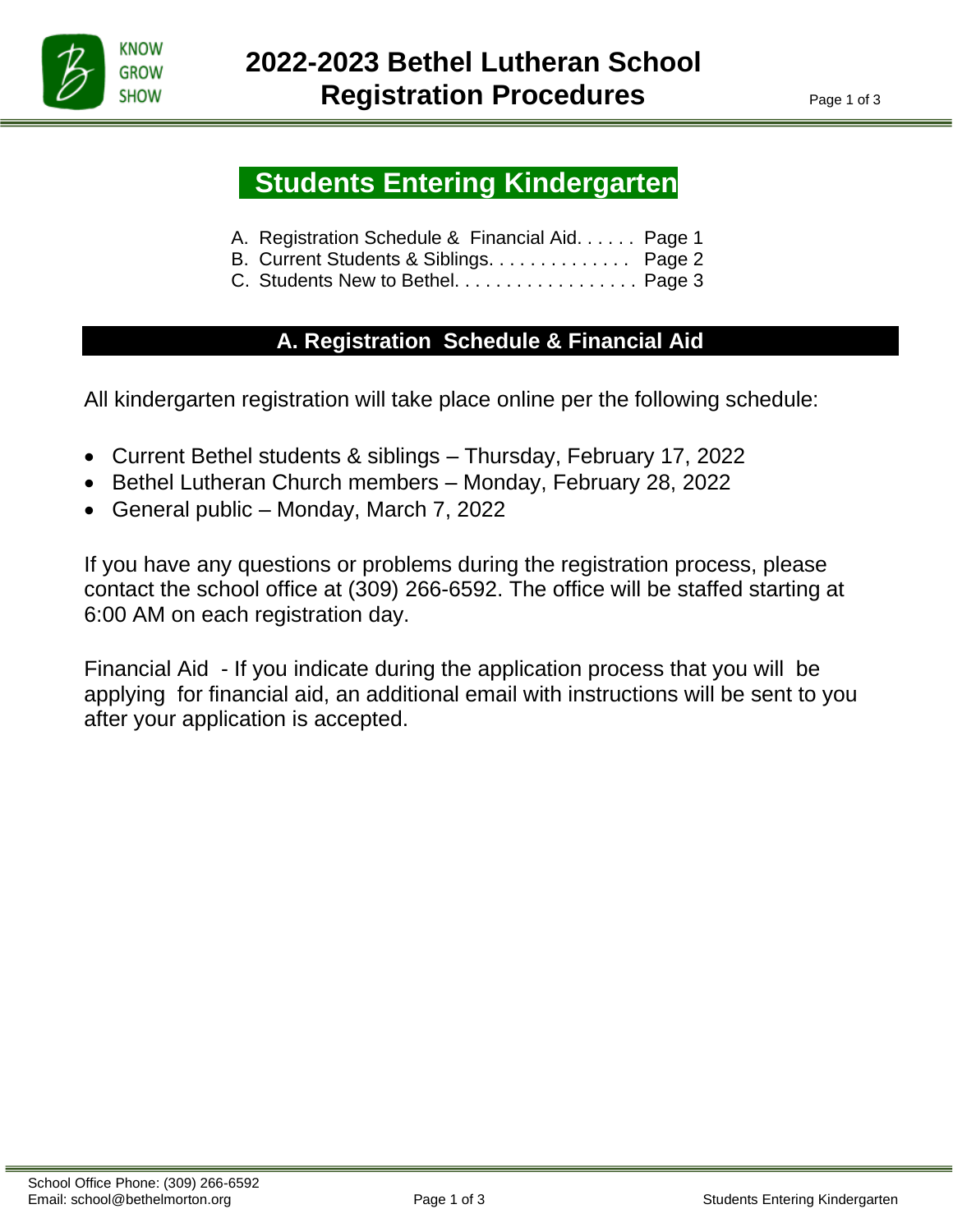# 2022-2023 Bethel Lutheran School Registration Procedures

## Students Entering Kindergarten

A. Registration Schedule & Financial Aid. . . . . . Page 1
B. Current Students & Siblings. . . . . . . . . . . . . . Page 2
C. Students New to Bethel. . . . . . . . . . . . . . . . . . Page 3

## A. Registration Schedule & Financial Aid

All kindergarten registration will take place online per the following schedule:

- Current Bethel students & siblings – Thursday, February 17, 2022
- Bethel Lutheran Church members – Monday, February 28, 2022
- General public – Monday, March 7, 2022

If you have any questions or problems during the registration process, please contact the school office at (309) 266-6592. The office will be staffed starting at 6:00 AM on each registration day.

Financial Aid - If you indicate during the application process that you will be applying for financial aid, an additional email with instructions will be sent to you after your application is accepted.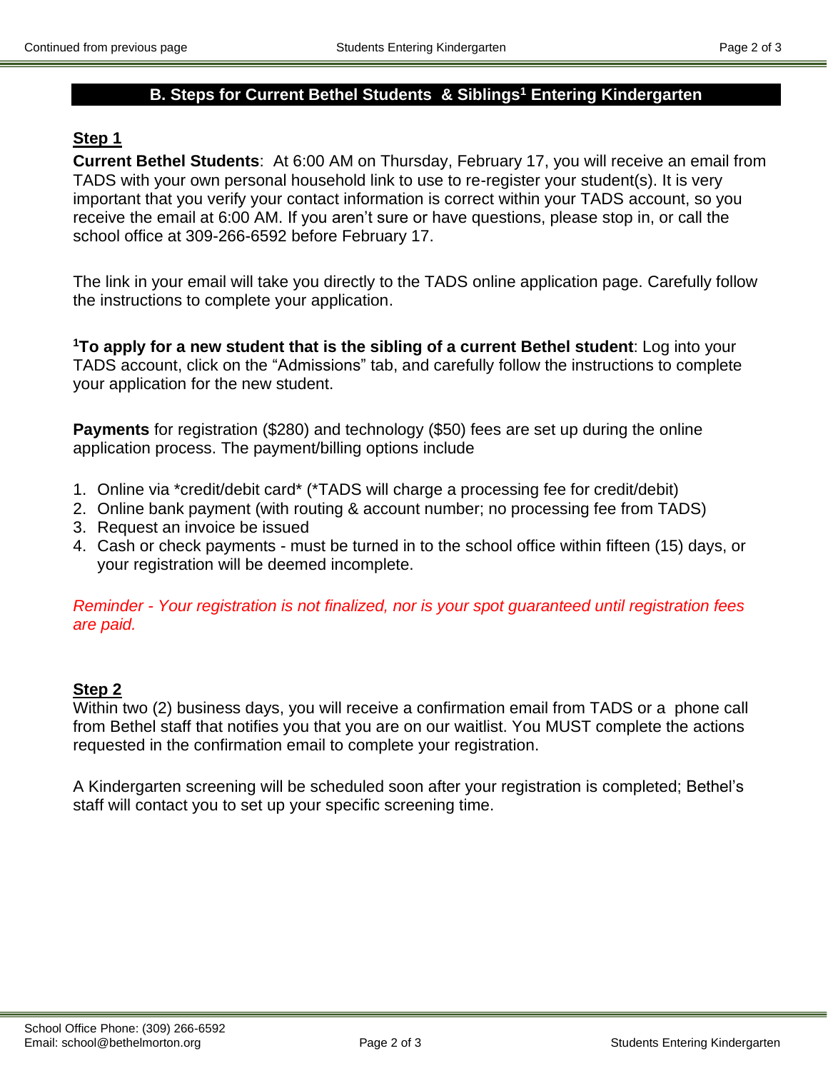## B. Steps for Current Bethel Students & Siblings[1] Entering Kindergarten

**Step 1**

**Current Bethel Students**: At 6:00 AM on Thursday, February 17, you will receive an email from TADS with your own personal household link to use to re-register your student(s). It is very important that you verify your contact information is correct within your TADS account, so you receive the email at 6:00 AM. If you aren't sure or have questions, please stop in, or call the school office at 309-266-6592 before February 17.

The link in your email will take you directly to the TADS online application page. Carefully follow the instructions to complete your application.

[1]**To apply for a new student that is the sibling of a current Bethel student**: Log into your TADS account, click on the "Admissions" tab, and carefully follow the instructions to complete your application for the new student.

**Payments** for registration ($280) and technology ($50) fees are set up during the online application process. The payment/billing options include

1. Online via *credit/debit card* (*TADS will charge a processing fee for credit/debit)
2. Online bank payment (with routing & account number; no processing fee from TADS)
3. Request an invoice be issued
4. Cash or check payments - must be turned in to the school office within fifteen (15) days, or your registration will be deemed incomplete.

*Reminder - Your registration is not finalized, nor is your spot guaranteed until registration fees are paid.*

**Step 2**

Within two (2) business days, you will receive a confirmation email from TADS or a phone call from Bethel staff that notifies you that you are on our waitlist. You MUST complete the actions requested in the confirmation email to complete your registration.

A Kindergarten screening will be scheduled soon after your registration is completed; Bethel's staff will contact you to set up your specific screening time.

School Office Phone: (309) 266-6592
Email: school@bethelmorton.org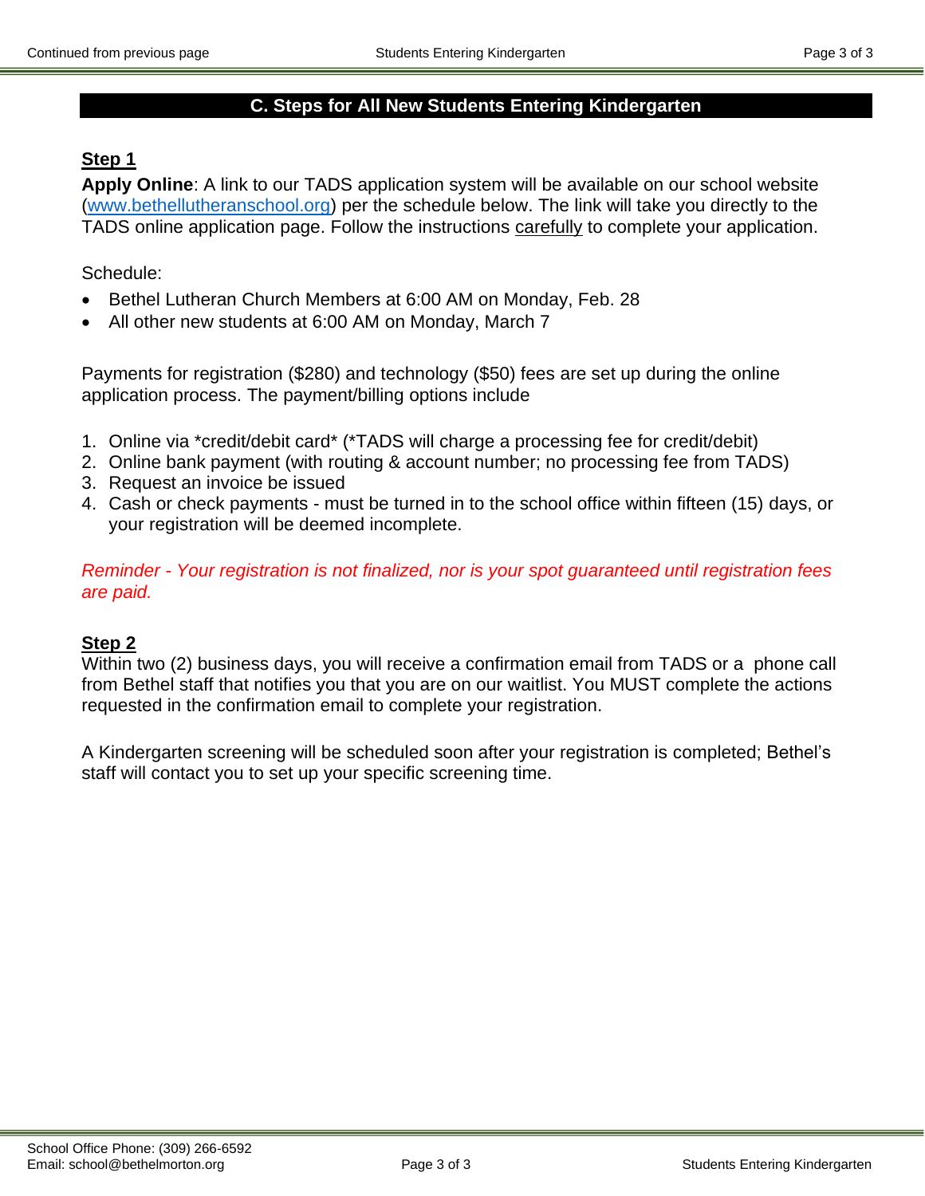## C. Steps for All New Students Entering Kindergarten

**Step 1**

**Apply Online**: A link to our TADS application system will be available on our school website (www.bethellutheranschool.org) per the schedule below. The link will take you directly to the TADS online application page. Follow the instructions carefully to complete your application.

Schedule:

- Bethel Lutheran Church Members at 6:00 AM on Monday, Feb. 28
- All other new students at 6:00 AM on Monday, March 7

Payments for registration ($280) and technology ($50) fees are set up during the online application process. The payment/billing options include

1. Online via *credit/debit card* (*TADS will charge a processing fee for credit/debit)
2. Online bank payment (with routing & account number; no processing fee from TADS)
3. Request an invoice be issued
4. Cash or check payments - must be turned in to the school office within fifteen (15) days, or your registration will be deemed incomplete.

*Reminder - Your registration is not finalized, nor is your spot guaranteed until registration fees are paid.*

**Step 2**

Within two (2) business days, you will receive a confirmation email from TADS or a phone call from Bethel staff that notifies you that you are on our waitlist. You MUST complete the actions requested in the confirmation email to complete your registration.

A Kindergarten screening will be scheduled soon after your registration is completed; Bethel's staff will contact you to set up your specific screening time.

School Office Phone: (309) 266-6592
Email: school@bethelmorton.org